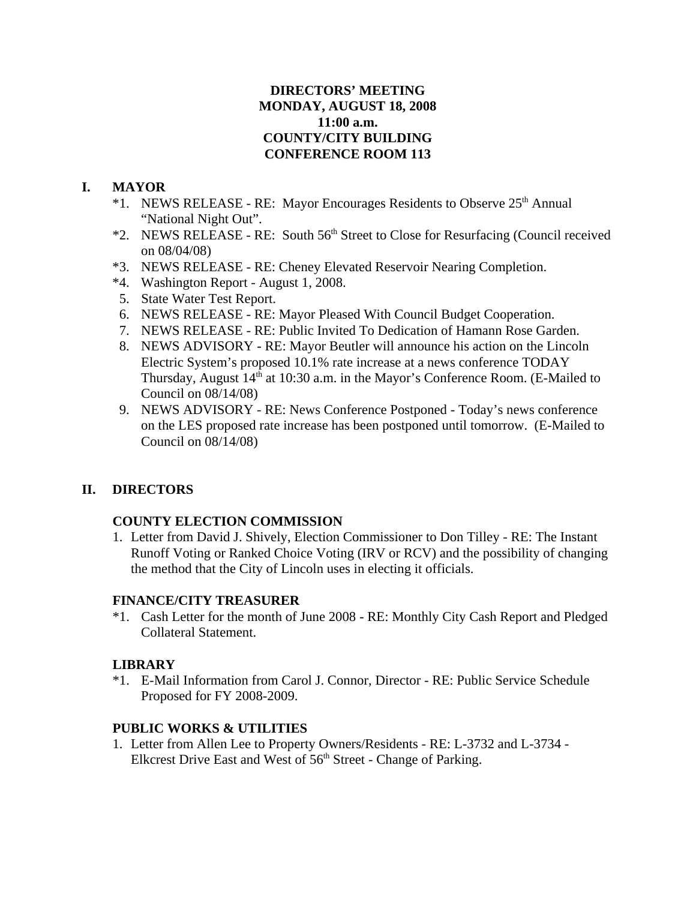**DIRECTORS' MEETING**
**MONDAY, AUGUST 18, 2008**
**11:00 a.m.**
**COUNTY/CITY BUILDING**
**CONFERENCE ROOM 113**

## I. MAYOR

*1. NEWS RELEASE - RE: Mayor Encourages Residents to Observe 25th Annual "National Night Out".

*2. NEWS RELEASE - RE: South 56th Street to Close for Resurfacing (Council received on 08/04/08)

*3. NEWS RELEASE - RE: Cheney Elevated Reservoir Nearing Completion.

*4. Washington Report - August 1, 2008.

5. State Water Test Report.

6. NEWS RELEASE - RE: Mayor Pleased With Council Budget Cooperation.

7. NEWS RELEASE - RE: Public Invited To Dedication of Hamann Rose Garden.

8. NEWS ADVISORY - RE: Mayor Beutler will announce his action on the Lincoln Electric System's proposed 10.1% rate increase at a news conference TODAY Thursday, August 14th at 10:30 a.m. in the Mayor's Conference Room. (E-Mailed to Council on 08/14/08)

9. NEWS ADVISORY - RE: News Conference Postponed - Today's news conference on the LES proposed rate increase has been postponed until tomorrow. (E-Mailed to Council on 08/14/08)

## II. DIRECTORS

### COUNTY ELECTION COMMISSION

1. Letter from David J. Shively, Election Commissioner to Don Tilley - RE: The Instant Runoff Voting or Ranked Choice Voting (IRV or RCV) and the possibility of changing the method that the City of Lincoln uses in electing it officials.

### FINANCE/CITY TREASURER

*1. Cash Letter for the month of June 2008 - RE: Monthly City Cash Report and Pledged Collateral Statement.

### LIBRARY

*1. E-Mail Information from Carol J. Connor, Director - RE: Public Service Schedule Proposed for FY 2008-2009.

### PUBLIC WORKS & UTILITIES

1. Letter from Allen Lee to Property Owners/Residents - RE: L-3732 and L-3734 - Elkcrest Drive East and West of 56th Street - Change of Parking.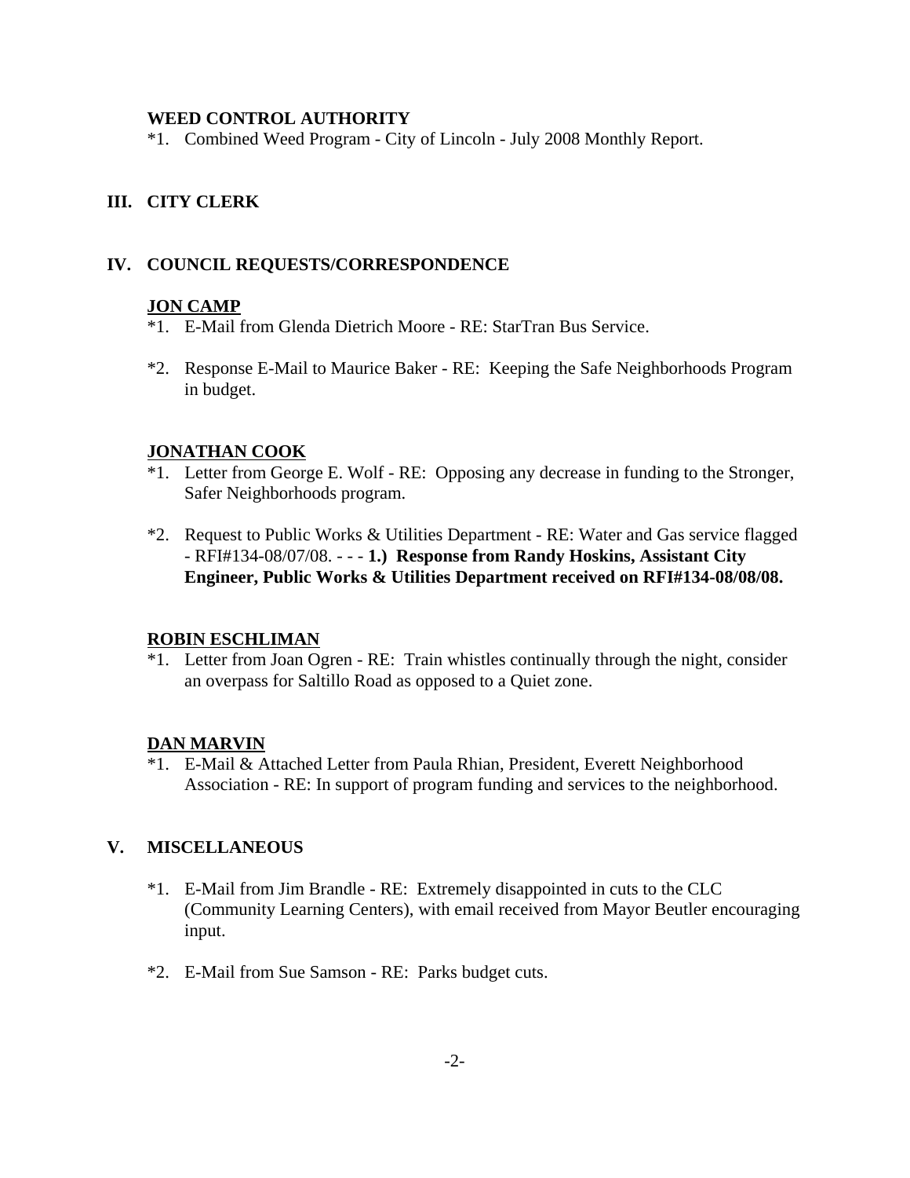**WEED CONTROL AUTHORITY**

*1. Combined Weed Program - City of Lincoln - July 2008 Monthly Report.

## III. CITY CLERK

## IV. COUNCIL REQUESTS/CORRESPONDENCE

**JON CAMP**

*1. E-Mail from Glenda Dietrich Moore - RE: StarTran Bus Service.

*2. Response E-Mail to Maurice Baker - RE: Keeping the Safe Neighborhoods Program in budget.

**JONATHAN COOK**

*1. Letter from George E. Wolf - RE: Opposing any decrease in funding to the Stronger, Safer Neighborhoods program.

*2. Request to Public Works & Utilities Department - RE: Water and Gas service flagged - RFI#134-08/07/08. - - - **1.) Response from Randy Hoskins, Assistant City Engineer, Public Works & Utilities Department received on RFI#134-08/08/08.**

**ROBIN ESCHLIMAN**

*1. Letter from Joan Ogren - RE: Train whistles continually through the night, consider an overpass for Saltillo Road as opposed to a Quiet zone.

**DAN MARVIN**

*1. E-Mail & Attached Letter from Paula Rhian, President, Everett Neighborhood Association - RE: In support of program funding and services to the neighborhood.

## V. MISCELLANEOUS

*1. E-Mail from Jim Brandle - RE: Extremely disappointed in cuts to the CLC (Community Learning Centers), with email received from Mayor Beutler encouraging input.

*2. E-Mail from Sue Samson - RE: Parks budget cuts.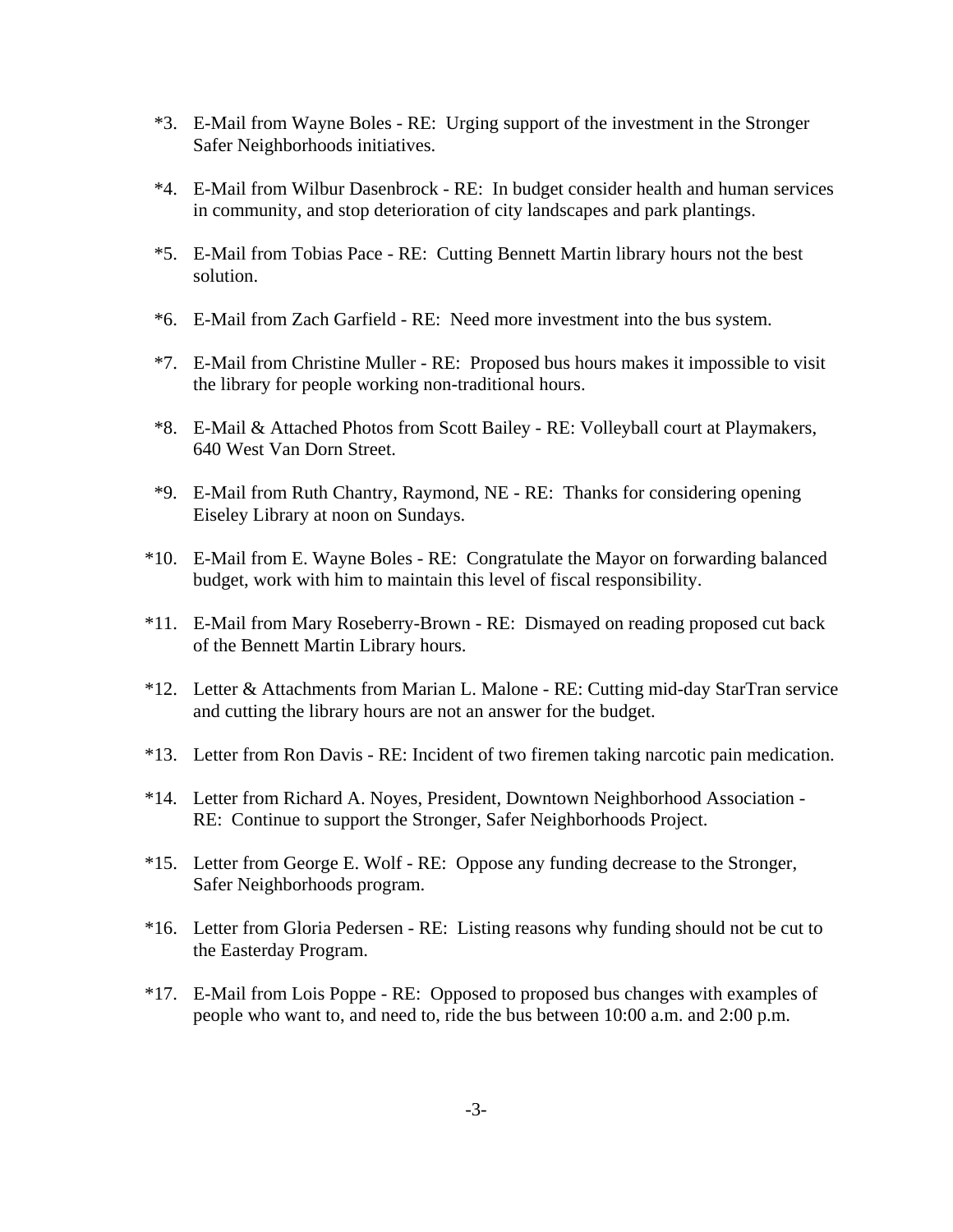*3. E-Mail from Wayne Boles - RE: Urging support of the investment in the Stronger Safer Neighborhoods initiatives.

*4. E-Mail from Wilbur Dasenbrock - RE: In budget consider health and human services in community, and stop deterioration of city landscapes and park plantings.

*5. E-Mail from Tobias Pace - RE: Cutting Bennett Martin library hours not the best solution.

*6. E-Mail from Zach Garfield - RE: Need more investment into the bus system.

*7. E-Mail from Christine Muller - RE: Proposed bus hours makes it impossible to visit the library for people working non-traditional hours.

*8. E-Mail & Attached Photos from Scott Bailey - RE: Volleyball court at Playmakers, 640 West Van Dorn Street.

*9. E-Mail from Ruth Chantry, Raymond, NE - RE: Thanks for considering opening Eiseley Library at noon on Sundays.

*10. E-Mail from E. Wayne Boles - RE: Congratulate the Mayor on forwarding balanced budget, work with him to maintain this level of fiscal responsibility.

*11. E-Mail from Mary Roseberry-Brown - RE: Dismayed on reading proposed cut back of the Bennett Martin Library hours.

*12. Letter & Attachments from Marian L. Malone - RE: Cutting mid-day StarTran service and cutting the library hours are not an answer for the budget.

*13. Letter from Ron Davis - RE: Incident of two firemen taking narcotic pain medication.

*14. Letter from Richard A. Noyes, President, Downtown Neighborhood Association - RE: Continue to support the Stronger, Safer Neighborhoods Project.

*15. Letter from George E. Wolf - RE: Oppose any funding decrease to the Stronger, Safer Neighborhoods program.

*16. Letter from Gloria Pedersen - RE: Listing reasons why funding should not be cut to the Easterday Program.

*17. E-Mail from Lois Poppe - RE: Opposed to proposed bus changes with examples of people who want to, and need to, ride the bus between 10:00 a.m. and 2:00 p.m.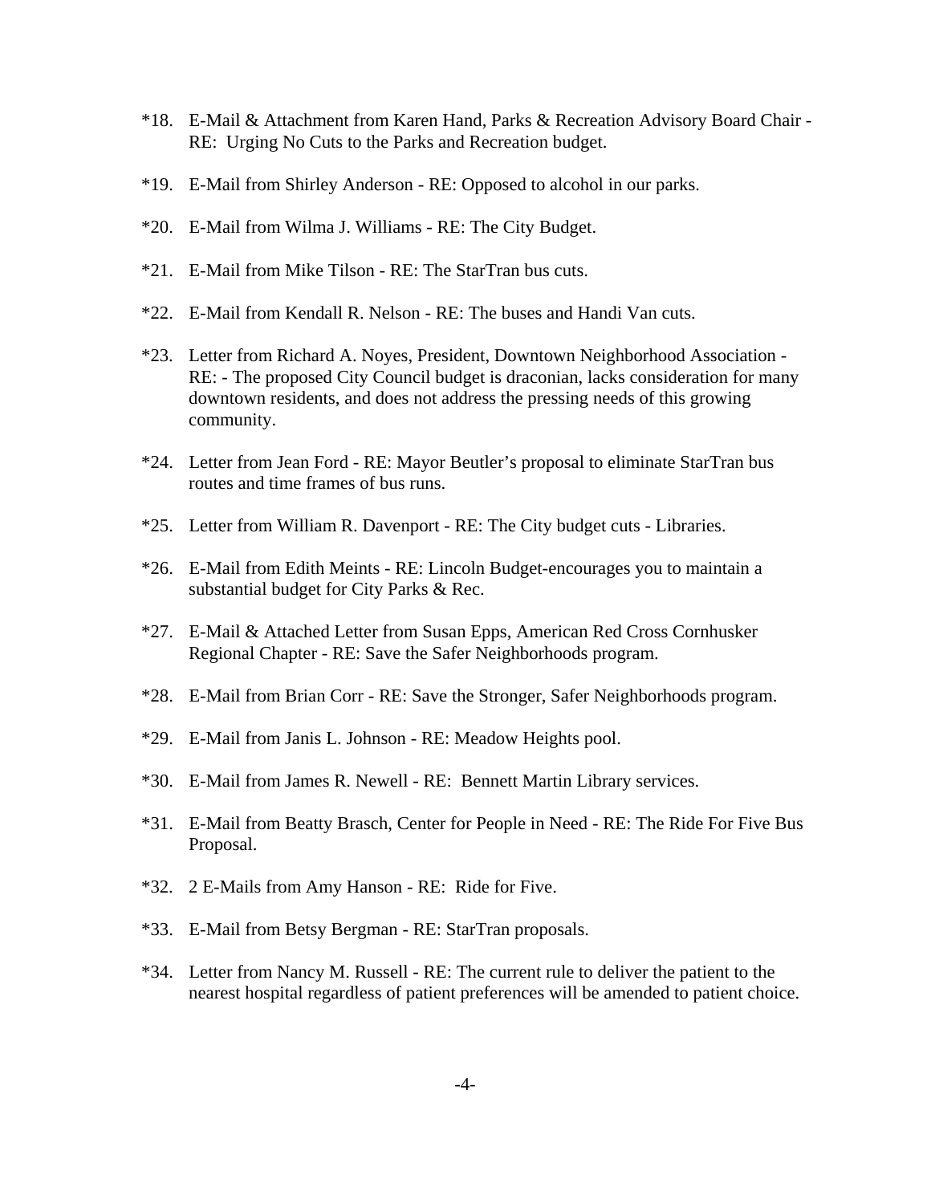*18. E-Mail & Attachment from Karen Hand, Parks & Recreation Advisory Board Chair - RE: Urging No Cuts to the Parks and Recreation budget.

*19. E-Mail from Shirley Anderson - RE: Opposed to alcohol in our parks.

*20. E-Mail from Wilma J. Williams - RE: The City Budget.

*21. E-Mail from Mike Tilson - RE: The StarTran bus cuts.

*22. E-Mail from Kendall R. Nelson - RE: The buses and Handi Van cuts.

*23. Letter from Richard A. Noyes, President, Downtown Neighborhood Association - RE: - The proposed City Council budget is draconian, lacks consideration for many downtown residents, and does not address the pressing needs of this growing community.

*24. Letter from Jean Ford - RE: Mayor Beutler's proposal to eliminate StarTran bus routes and time frames of bus runs.

*25. Letter from William R. Davenport - RE: The City budget cuts - Libraries.

*26. E-Mail from Edith Meints - RE: Lincoln Budget-encourages you to maintain a substantial budget for City Parks & Rec.

*27. E-Mail & Attached Letter from Susan Epps, American Red Cross Cornhusker Regional Chapter - RE: Save the Safer Neighborhoods program.

*28. E-Mail from Brian Corr - RE: Save the Stronger, Safer Neighborhoods program.

*29. E-Mail from Janis L. Johnson - RE: Meadow Heights pool.

*30. E-Mail from James R. Newell - RE: Bennett Martin Library services.

*31. E-Mail from Beatty Brasch, Center for People in Need - RE: The Ride For Five Bus Proposal.

*32. 2 E-Mails from Amy Hanson - RE: Ride for Five.

*33. E-Mail from Betsy Bergman - RE: StarTran proposals.

*34. Letter from Nancy M. Russell - RE: The current rule to deliver the patient to the nearest hospital regardless of patient preferences will be amended to patient choice.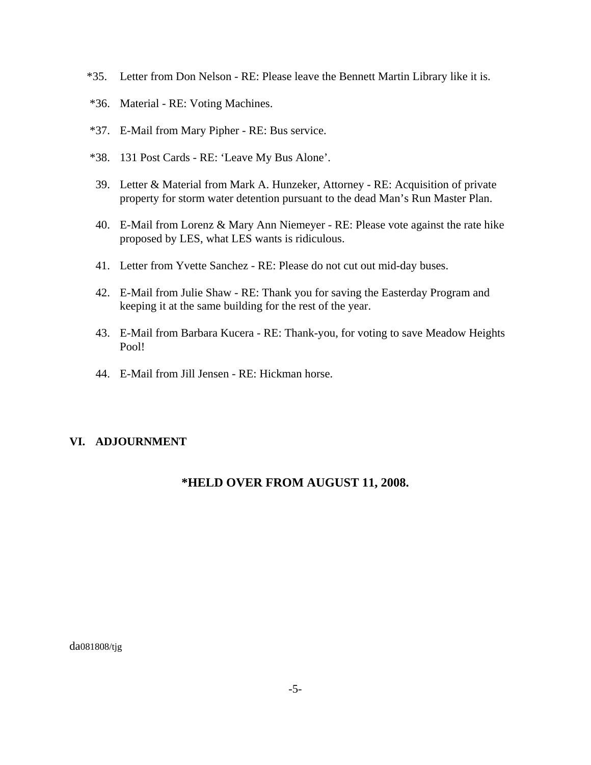*35. Letter from Don Nelson - RE: Please leave the Bennett Martin Library like it is.

*36. Material - RE: Voting Machines.

*37. E-Mail from Mary Pipher - RE: Bus service.

*38. 131 Post Cards - RE: 'Leave My Bus Alone'.

39. Letter & Material from Mark A. Hunzeker, Attorney - RE: Acquisition of private property for storm water detention pursuant to the dead Man's Run Master Plan.

40. E-Mail from Lorenz & Mary Ann Niemeyer - RE: Please vote against the rate hike proposed by LES, what LES wants is ridiculous.

41. Letter from Yvette Sanchez - RE: Please do not cut out mid-day buses.

42. E-Mail from Julie Shaw - RE: Thank you for saving the Easterday Program and keeping it at the same building for the rest of the year.

43. E-Mail from Barbara Kucera - RE: Thank-you, for voting to save Meadow Heights Pool!

44. E-Mail from Jill Jensen - RE: Hickman horse.

## VI. ADJOURNMENT

**\*HELD OVER FROM AUGUST 11, 2008.**

da081808/tjg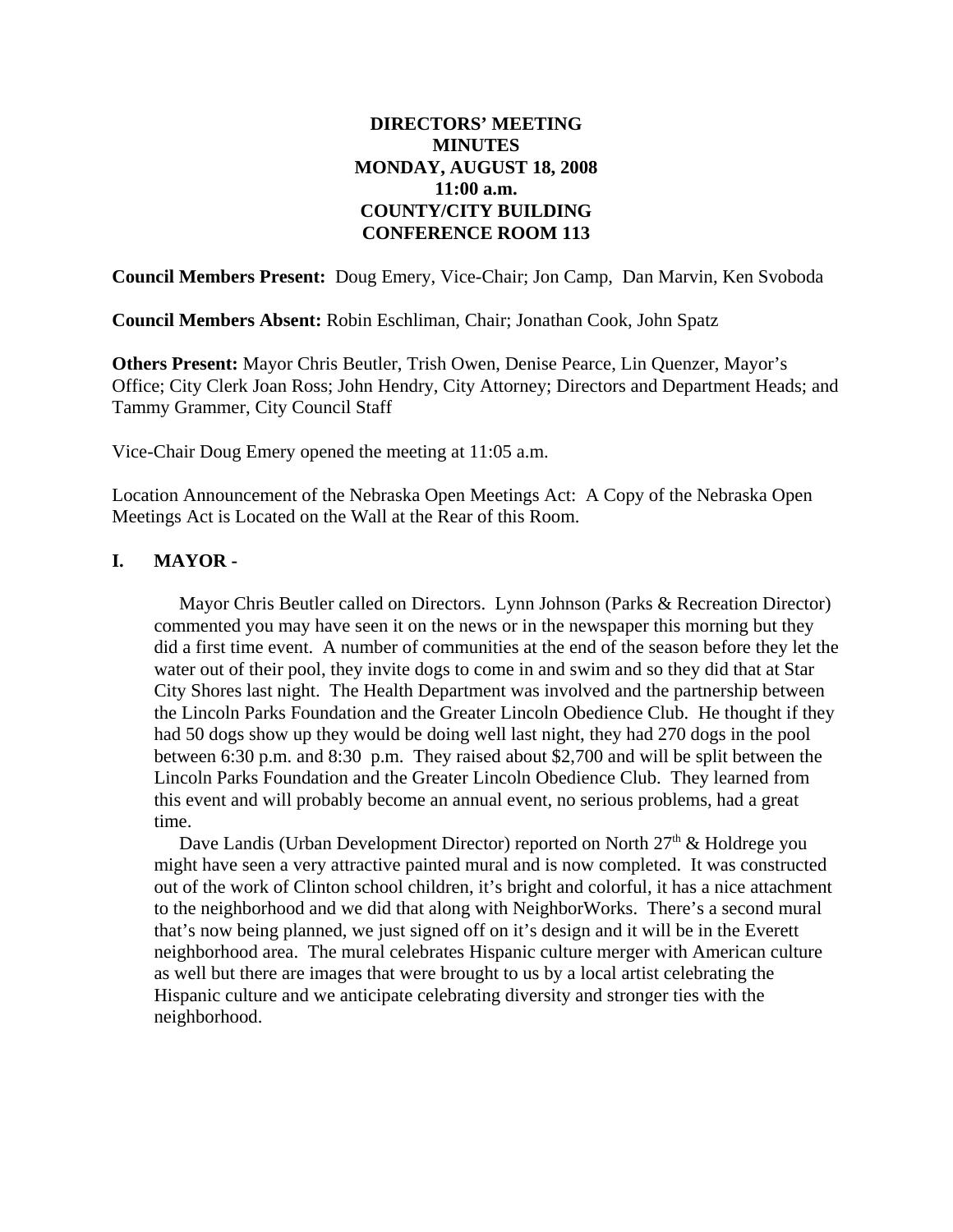**DIRECTORS' MEETING**
**MINUTES**
**MONDAY, AUGUST 18, 2008**
**11:00 a.m.**
**COUNTY/CITY BUILDING**
**CONFERENCE ROOM 113**

**Council Members Present:** Doug Emery, Vice-Chair; Jon Camp, Dan Marvin, Ken Svoboda

**Council Members Absent:** Robin Eschliman, Chair; Jonathan Cook, John Spatz

**Others Present:** Mayor Chris Beutler, Trish Owen, Denise Pearce, Lin Quenzer, Mayor's Office; City Clerk Joan Ross; John Hendry, City Attorney; Directors and Department Heads; and Tammy Grammer, City Council Staff

Vice-Chair Doug Emery opened the meeting at 11:05 a.m.

Location Announcement of the Nebraska Open Meetings Act: A Copy of the Nebraska Open Meetings Act is Located on the Wall at the Rear of this Room.

## I. MAYOR -

Mayor Chris Beutler called on Directors. Lynn Johnson (Parks & Recreation Director) commented you may have seen it on the news or in the newspaper this morning but they did a first time event. A number of communities at the end of the season before they let the water out of their pool, they invite dogs to come in and swim and so they did that at Star City Shores last night. The Health Department was involved and the partnership between the Lincoln Parks Foundation and the Greater Lincoln Obedience Club. He thought if they had 50 dogs show up they would be doing well last night, they had 270 dogs in the pool between 6:30 p.m. and 8:30 p.m. They raised about $2,700 and will be split between the Lincoln Parks Foundation and the Greater Lincoln Obedience Club. They learned from this event and will probably become an annual event, no serious problems, had a great time.

Dave Landis (Urban Development Director) reported on North 27th & Holdrege you might have seen a very attractive painted mural and is now completed. It was constructed out of the work of Clinton school children, it's bright and colorful, it has a nice attachment to the neighborhood and we did that along with NeighborWorks. There's a second mural that's now being planned, we just signed off on it's design and it will be in the Everett neighborhood area. The mural celebrates Hispanic culture merger with American culture as well but there are images that were brought to us by a local artist celebrating the Hispanic culture and we anticipate celebrating diversity and stronger ties with the neighborhood.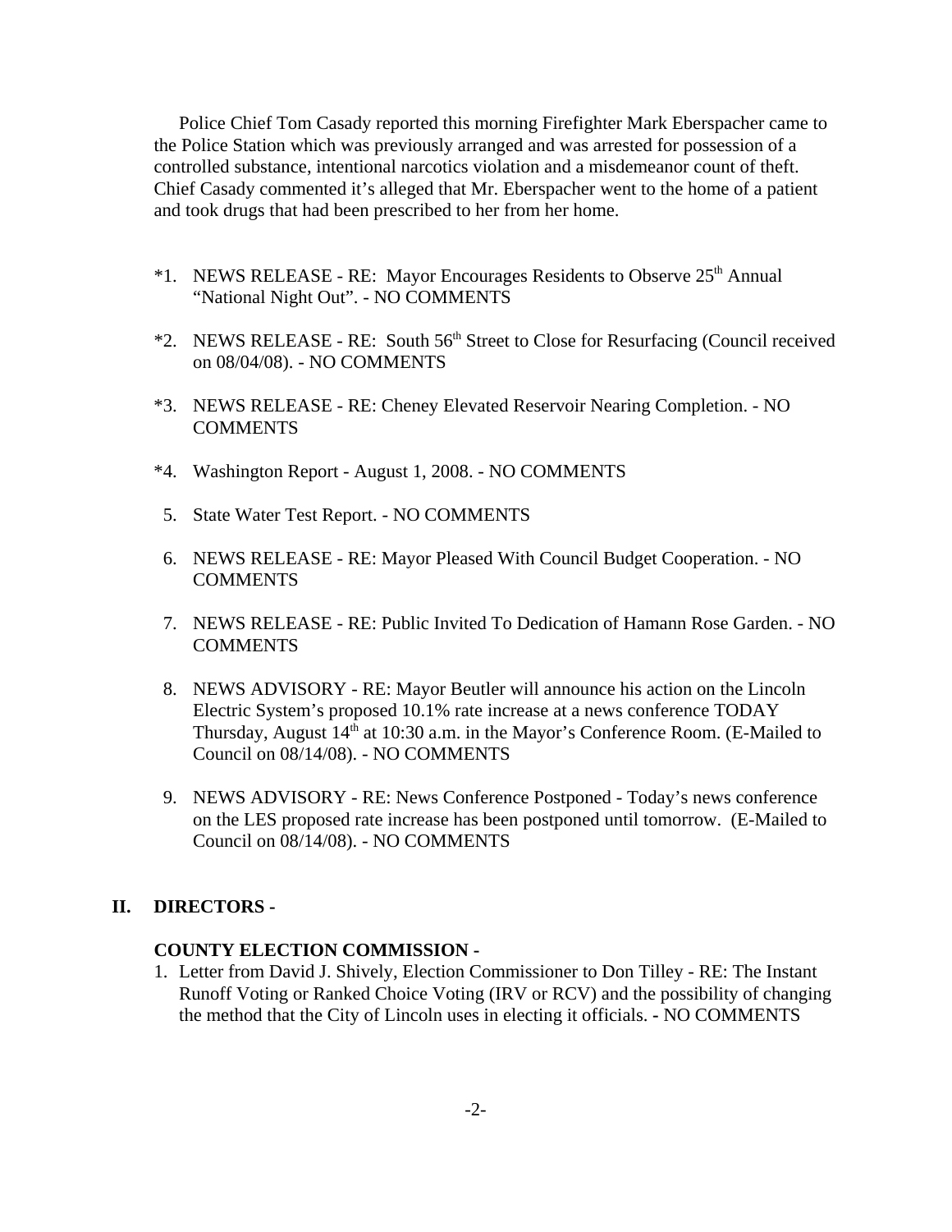Police Chief Tom Casady reported this morning Firefighter Mark Eberspacher came to the Police Station which was previously arranged and was arrested for possession of a controlled substance, intentional narcotics violation and a misdemeanor count of theft. Chief Casady commented it's alleged that Mr. Eberspacher went to the home of a patient and took drugs that had been prescribed to her from her home.

*1. NEWS RELEASE - RE: Mayor Encourages Residents to Observe 25th Annual "National Night Out". - NO COMMENTS

*2. NEWS RELEASE - RE: South 56th Street to Close for Resurfacing (Council received on 08/04/08). - NO COMMENTS

*3. NEWS RELEASE - RE: Cheney Elevated Reservoir Nearing Completion. - NO COMMENTS

*4. Washington Report - August 1, 2008. - NO COMMENTS

5. State Water Test Report. - NO COMMENTS

6. NEWS RELEASE - RE: Mayor Pleased With Council Budget Cooperation. - NO COMMENTS

7. NEWS RELEASE - RE: Public Invited To Dedication of Hamann Rose Garden. - NO COMMENTS

8. NEWS ADVISORY - RE: Mayor Beutler will announce his action on the Lincoln Electric System's proposed 10.1% rate increase at a news conference TODAY Thursday, August 14th at 10:30 a.m. in the Mayor's Conference Room. (E-Mailed to Council on 08/14/08). - NO COMMENTS

9. NEWS ADVISORY - RE: News Conference Postponed - Today's news conference on the LES proposed rate increase has been postponed until tomorrow. (E-Mailed to Council on 08/14/08). - NO COMMENTS

## II. DIRECTORS -

### COUNTY ELECTION COMMISSION -

1. Letter from David J. Shively, Election Commissioner to Don Tilley - RE: The Instant Runoff Voting or Ranked Choice Voting (IRV or RCV) and the possibility of changing the method that the City of Lincoln uses in electing it officials. - NO COMMENTS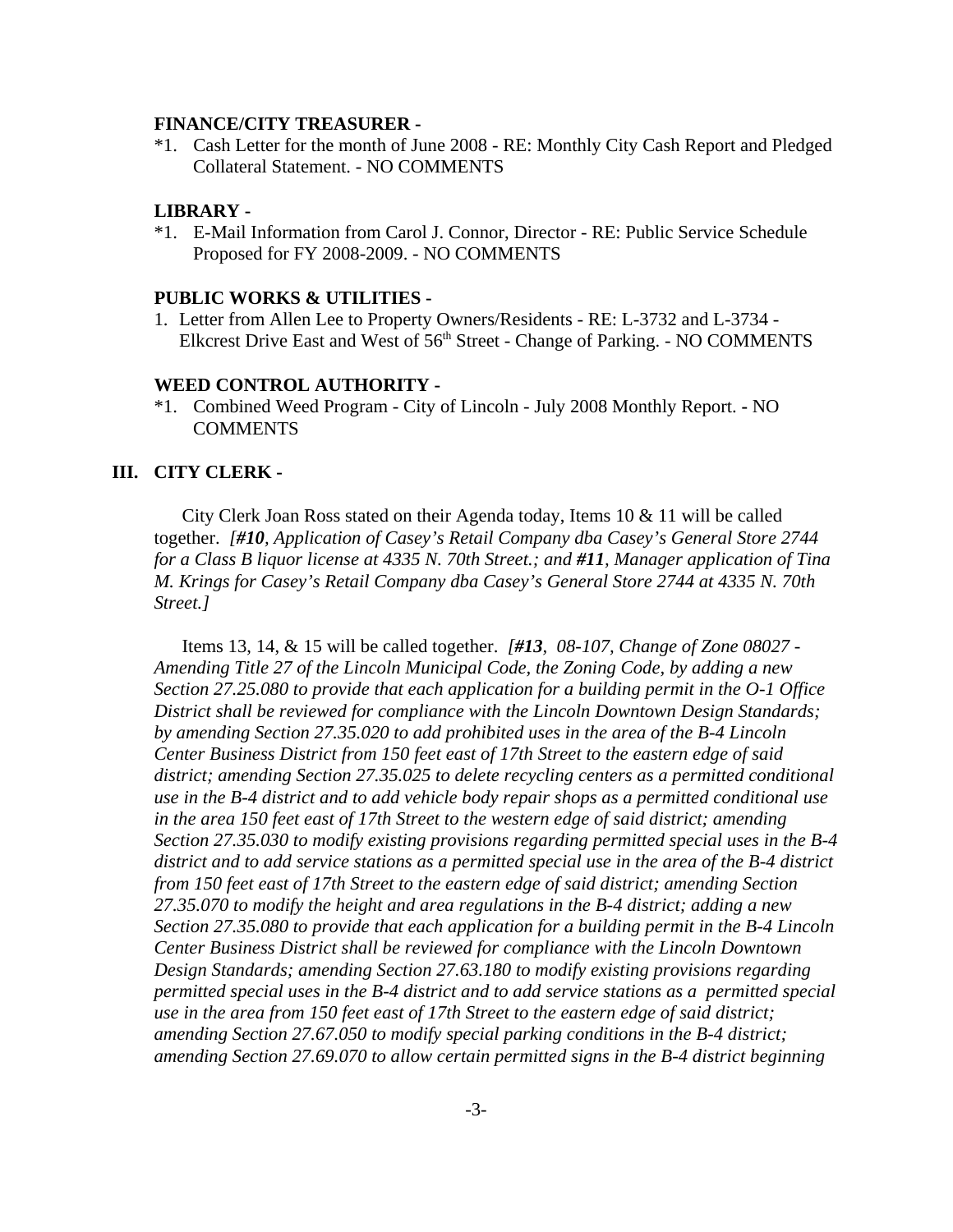**FINANCE/CITY TREASURER -**

*1. Cash Letter for the month of June 2008 - RE: Monthly City Cash Report and Pledged Collateral Statement. - NO COMMENTS

**LIBRARY -**

*1. E-Mail Information from Carol J. Connor, Director - RE: Public Service Schedule Proposed for FY 2008-2009. - NO COMMENTS

**PUBLIC WORKS & UTILITIES -**

1. Letter from Allen Lee to Property Owners/Residents - RE: L-3732 and L-3734 - Elkcrest Drive East and West of 56th Street - Change of Parking. - NO COMMENTS

**WEED CONTROL AUTHORITY -**

*1. Combined Weed Program - City of Lincoln - July 2008 Monthly Report. - NO COMMENTS

## III. CITY CLERK -

City Clerk Joan Ross stated on their Agenda today, Items 10 & 11 will be called together. *[**#10**, Application of Casey's Retail Company dba Casey's General Store 2744 for a Class B liquor license at 4335 N. 70th Street.; and **#11**, Manager application of Tina M. Krings for Casey's Retail Company dba Casey's General Store 2744 at 4335 N. 70th Street.]*

Items 13, 14, & 15 will be called together. *[**#13**, 08-107, Change of Zone 08027 - Amending Title 27 of the Lincoln Municipal Code, the Zoning Code, by adding a new Section 27.25.080 to provide that each application for a building permit in the O-1 Office District shall be reviewed for compliance with the Lincoln Downtown Design Standards; by amending Section 27.35.020 to add prohibited uses in the area of the B-4 Lincoln Center Business District from 150 feet east of 17th Street to the eastern edge of said district; amending Section 27.35.025 to delete recycling centers as a permitted conditional use in the B-4 district and to add vehicle body repair shops as a permitted conditional use in the area 150 feet east of 17th Street to the western edge of said district; amending Section 27.35.030 to modify existing provisions regarding permitted special uses in the B-4 district and to add service stations as a permitted special use in the area of the B-4 district from 150 feet east of 17th Street to the eastern edge of said district; amending Section 27.35.070 to modify the height and area regulations in the B-4 district; adding a new Section 27.35.080 to provide that each application for a building permit in the B-4 Lincoln Center Business District shall be reviewed for compliance with the Lincoln Downtown Design Standards; amending Section 27.63.180 to modify existing provisions regarding permitted special uses in the B-4 district and to add service stations as a permitted special use in the area from 150 feet east of 17th Street to the eastern edge of said district; amending Section 27.67.050 to modify special parking conditions in the B-4 district; amending Section 27.69.070 to allow certain permitted signs in the B-4 district beginning*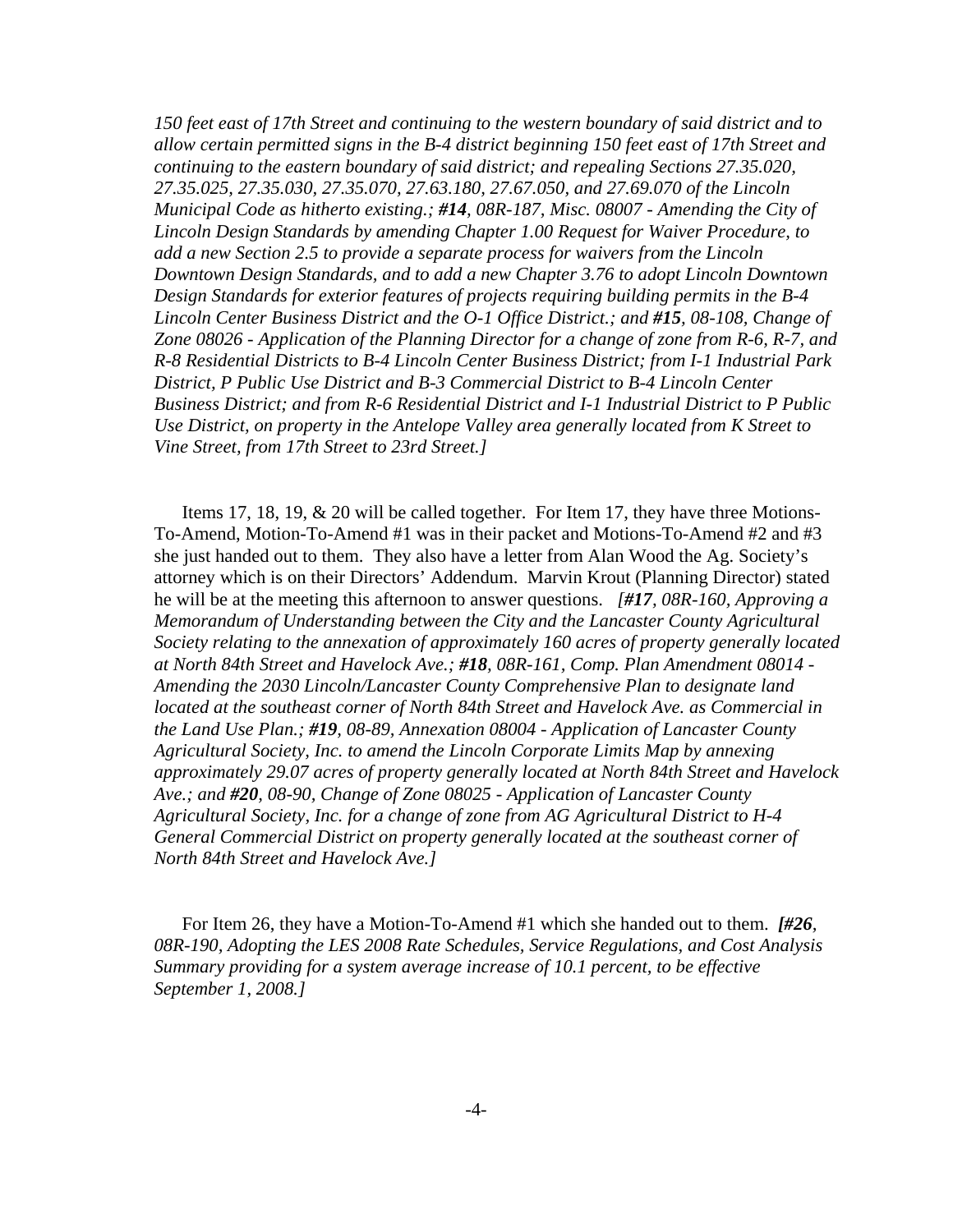*150 feet east of 17th Street and continuing to the western boundary of said district and to allow certain permitted signs in the B-4 district beginning 150 feet east of 17th Street and continuing to the eastern boundary of said district; and repealing Sections 27.35.020, 27.35.025, 27.35.030, 27.35.070, 27.63.180, 27.67.050, and 27.69.070 of the Lincoln Municipal Code as hitherto existing.; **#14**, 08R-187, Misc. 08007 - Amending the City of Lincoln Design Standards by amending Chapter 1.00 Request for Waiver Procedure, to add a new Section 2.5 to provide a separate process for waivers from the Lincoln Downtown Design Standards, and to add a new Chapter 3.76 to adopt Lincoln Downtown Design Standards for exterior features of projects requiring building permits in the B-4 Lincoln Center Business District and the O-1 Office District.; and **#15**, 08-108, Change of Zone 08026 - Application of the Planning Director for a change of zone from R-6, R-7, and R-8 Residential Districts to B-4 Lincoln Center Business District; from I-1 Industrial Park District, P Public Use District and B-3 Commercial District to B-4 Lincoln Center Business District; and from R-6 Residential District and I-1 Industrial District to P Public Use District, on property in the Antelope Valley area generally located from K Street to Vine Street, from 17th Street to 23rd Street.]*

Items 17, 18, 19, & 20 will be called together. For Item 17, they have three Motions-To-Amend, Motion-To-Amend #1 was in their packet and Motions-To-Amend #2 and #3 she just handed out to them. They also have a letter from Alan Wood the Ag. Society's attorney which is on their Directors' Addendum. Marvin Krout (Planning Director) stated he will be at the meeting this afternoon to answer questions. *[**#17**, 08R-160, Approving a Memorandum of Understanding between the City and the Lancaster County Agricultural Society relating to the annexation of approximately 160 acres of property generally located at North 84th Street and Havelock Ave.; **#18**, 08R-161, Comp. Plan Amendment 08014 - Amending the 2030 Lincoln/Lancaster County Comprehensive Plan to designate land located at the southeast corner of North 84th Street and Havelock Ave. as Commercial in the Land Use Plan.; **#19**, 08-89, Annexation 08004 - Application of Lancaster County Agricultural Society, Inc. to amend the Lincoln Corporate Limits Map by annexing approximately 29.07 acres of property generally located at North 84th Street and Havelock Ave.; and **#20**, 08-90, Change of Zone 08025 - Application of Lancaster County Agricultural Society, Inc. for a change of zone from AG Agricultural District to H-4 General Commercial District on property generally located at the southeast corner of North 84th Street and Havelock Ave.]*

For Item 26, they have a Motion-To-Amend #1 which she handed out to them. *[**#26**, 08R-190, Adopting the LES 2008 Rate Schedules, Service Regulations, and Cost Analysis Summary providing for a system average increase of 10.1 percent, to be effective September 1, 2008.]*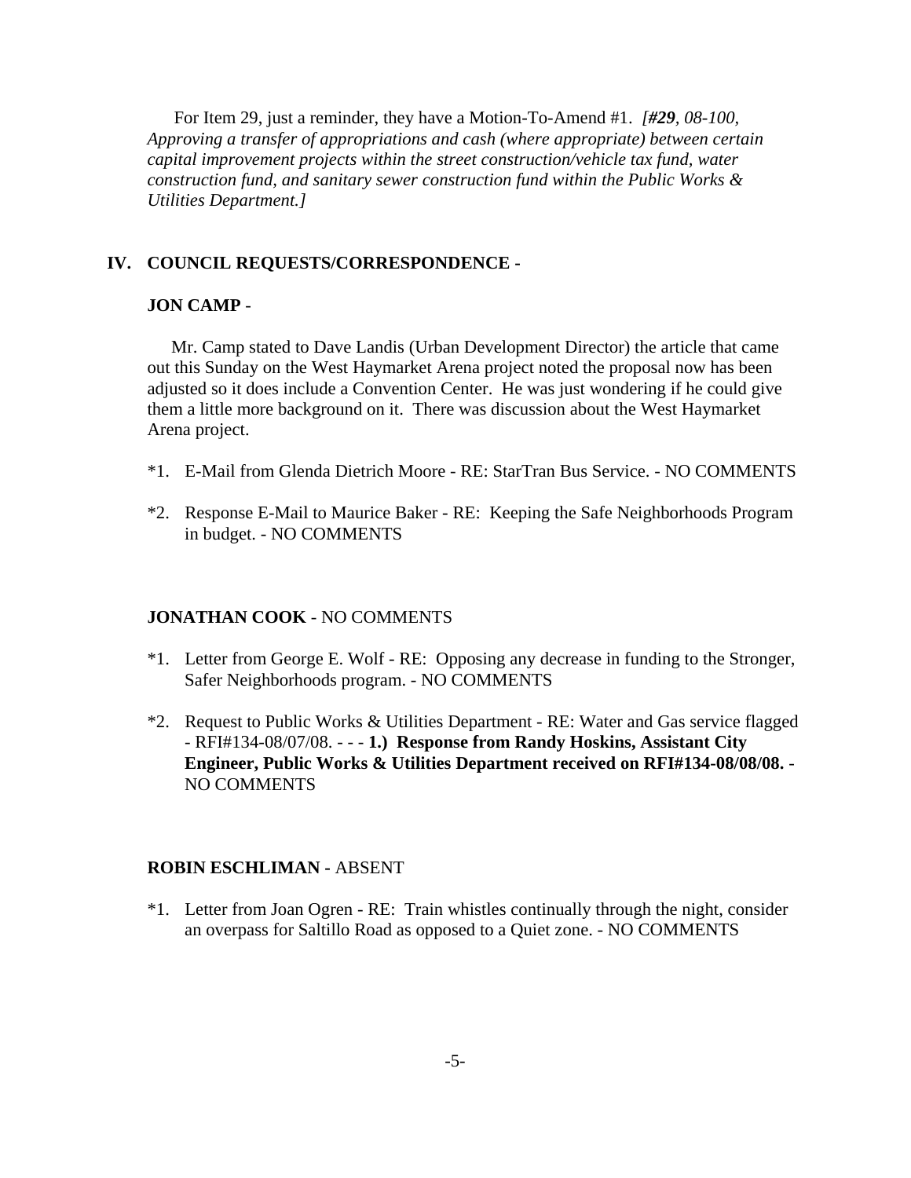For Item 29, just a reminder, they have a Motion-To-Amend #1. *[#29, 08-100, Approving a transfer of appropriations and cash (where appropriate) between certain capital improvement projects within the street construction/vehicle tax fund, water construction fund, and sanitary sewer construction fund within the Public Works & Utilities Department.]*

## IV. COUNCIL REQUESTS/CORRESPONDENCE -

### JON CAMP -

Mr. Camp stated to Dave Landis (Urban Development Director) the article that came out this Sunday on the West Haymarket Arena project noted the proposal now has been adjusted so it does include a Convention Center. He was just wondering if he could give them a little more background on it. There was discussion about the West Haymarket Arena project.

*1. E-Mail from Glenda Dietrich Moore - RE: StarTran Bus Service. - NO COMMENTS

*2. Response E-Mail to Maurice Baker - RE: Keeping the Safe Neighborhoods Program in budget. - NO COMMENTS

### JONATHAN COOK - NO COMMENTS

*1. Letter from George E. Wolf - RE: Opposing any decrease in funding to the Stronger, Safer Neighborhoods program. - NO COMMENTS

*2. Request to Public Works & Utilities Department - RE: Water and Gas service flagged - RFI#134-08/07/08. - - - **1.) Response from Randy Hoskins, Assistant City Engineer, Public Works & Utilities Department received on RFI#134-08/08/08.** - NO COMMENTS

### ROBIN ESCHLIMAN - ABSENT

*1. Letter from Joan Ogren - RE: Train whistles continually through the night, consider an overpass for Saltillo Road as opposed to a Quiet zone. - NO COMMENTS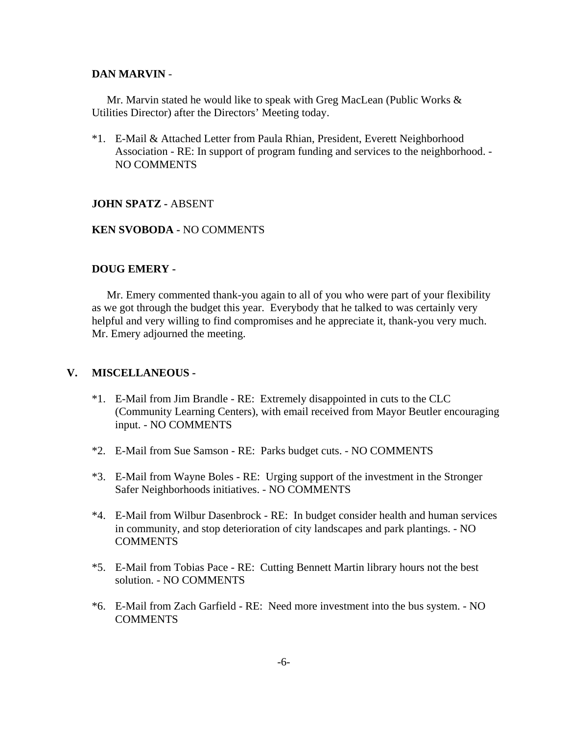**DAN MARVIN** -

Mr. Marvin stated he would like to speak with Greg MacLean (Public Works & Utilities Director) after the Directors' Meeting today.

*1. E-Mail & Attached Letter from Paula Rhian, President, Everett Neighborhood Association - RE: In support of program funding and services to the neighborhood. - NO COMMENTS

**JOHN SPATZ -** ABSENT

**KEN SVOBODA -** NO COMMENTS

**DOUG EMERY -**

Mr. Emery commented thank-you again to all of you who were part of your flexibility as we got through the budget this year. Everybody that he talked to was certainly very helpful and very willing to find compromises and he appreciate it, thank-you very much. Mr. Emery adjourned the meeting.

## V. MISCELLANEOUS -

*1. E-Mail from Jim Brandle - RE: Extremely disappointed in cuts to the CLC (Community Learning Centers), with email received from Mayor Beutler encouraging input. - NO COMMENTS

*2. E-Mail from Sue Samson - RE: Parks budget cuts. - NO COMMENTS

*3. E-Mail from Wayne Boles - RE: Urging support of the investment in the Stronger Safer Neighborhoods initiatives. - NO COMMENTS

*4. E-Mail from Wilbur Dasenbrock - RE: In budget consider health and human services in community, and stop deterioration of city landscapes and park plantings. - NO COMMENTS

*5. E-Mail from Tobias Pace - RE: Cutting Bennett Martin library hours not the best solution. - NO COMMENTS

*6. E-Mail from Zach Garfield - RE: Need more investment into the bus system. - NO COMMENTS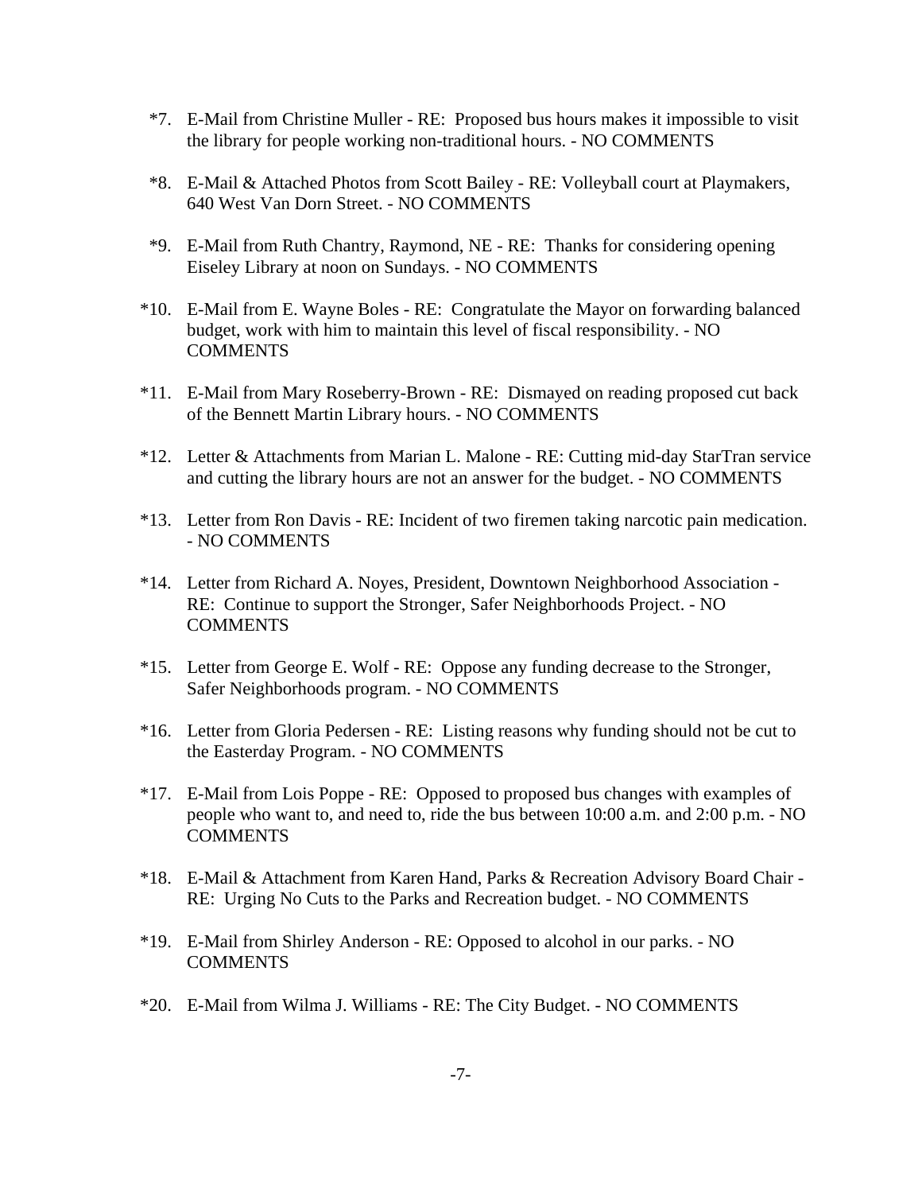*7. E-Mail from Christine Muller - RE: Proposed bus hours makes it impossible to visit the library for people working non-traditional hours. - NO COMMENTS

*8. E-Mail & Attached Photos from Scott Bailey - RE: Volleyball court at Playmakers, 640 West Van Dorn Street. - NO COMMENTS

*9. E-Mail from Ruth Chantry, Raymond, NE - RE: Thanks for considering opening Eiseley Library at noon on Sundays. - NO COMMENTS

*10. E-Mail from E. Wayne Boles - RE: Congratulate the Mayor on forwarding balanced budget, work with him to maintain this level of fiscal responsibility. - NO COMMENTS

*11. E-Mail from Mary Roseberry-Brown - RE: Dismayed on reading proposed cut back of the Bennett Martin Library hours. - NO COMMENTS

*12. Letter & Attachments from Marian L. Malone - RE: Cutting mid-day StarTran service and cutting the library hours are not an answer for the budget. - NO COMMENTS

*13. Letter from Ron Davis - RE: Incident of two firemen taking narcotic pain medication. - NO COMMENTS

*14. Letter from Richard A. Noyes, President, Downtown Neighborhood Association - RE: Continue to support the Stronger, Safer Neighborhoods Project. - NO COMMENTS

*15. Letter from George E. Wolf - RE: Oppose any funding decrease to the Stronger, Safer Neighborhoods program. - NO COMMENTS

*16. Letter from Gloria Pedersen - RE: Listing reasons why funding should not be cut to the Easterday Program. - NO COMMENTS

*17. E-Mail from Lois Poppe - RE: Opposed to proposed bus changes with examples of people who want to, and need to, ride the bus between 10:00 a.m. and 2:00 p.m. - NO COMMENTS

*18. E-Mail & Attachment from Karen Hand, Parks & Recreation Advisory Board Chair - RE: Urging No Cuts to the Parks and Recreation budget. - NO COMMENTS

*19. E-Mail from Shirley Anderson - RE: Opposed to alcohol in our parks. - NO COMMENTS

*20. E-Mail from Wilma J. Williams - RE: The City Budget. - NO COMMENTS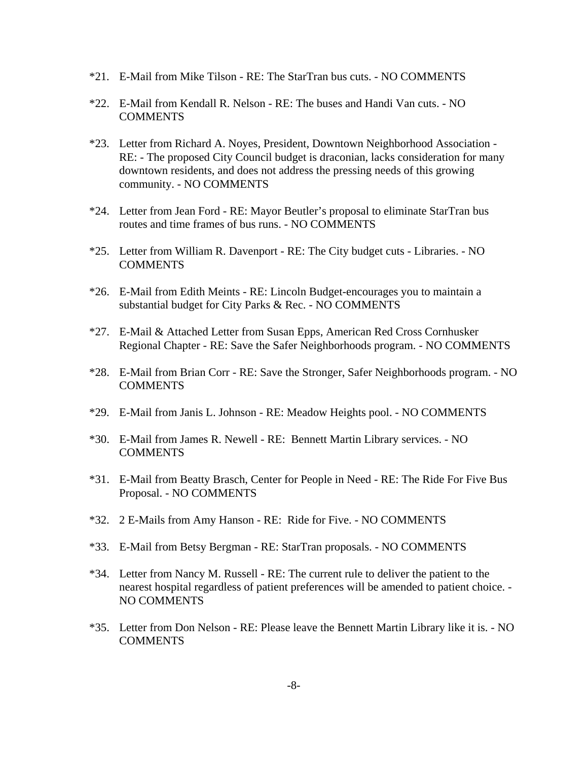*21. E-Mail from Mike Tilson - RE: The StarTran bus cuts. - NO COMMENTS

*22. E-Mail from Kendall R. Nelson - RE: The buses and Handi Van cuts. - NO COMMENTS

*23. Letter from Richard A. Noyes, President, Downtown Neighborhood Association - RE: - The proposed City Council budget is draconian, lacks consideration for many downtown residents, and does not address the pressing needs of this growing community. - NO COMMENTS

*24. Letter from Jean Ford - RE: Mayor Beutler's proposal to eliminate StarTran bus routes and time frames of bus runs. - NO COMMENTS

*25. Letter from William R. Davenport - RE: The City budget cuts - Libraries. - NO COMMENTS

*26. E-Mail from Edith Meints - RE: Lincoln Budget-encourages you to maintain a substantial budget for City Parks & Rec. - NO COMMENTS

*27. E-Mail & Attached Letter from Susan Epps, American Red Cross Cornhusker Regional Chapter - RE: Save the Safer Neighborhoods program. - NO COMMENTS

*28. E-Mail from Brian Corr - RE: Save the Stronger, Safer Neighborhoods program. - NO COMMENTS

*29. E-Mail from Janis L. Johnson - RE: Meadow Heights pool. - NO COMMENTS

*30. E-Mail from James R. Newell - RE: Bennett Martin Library services. - NO COMMENTS

*31. E-Mail from Beatty Brasch, Center for People in Need - RE: The Ride For Five Bus Proposal. - NO COMMENTS

*32. 2 E-Mails from Amy Hanson - RE: Ride for Five. - NO COMMENTS

*33. E-Mail from Betsy Bergman - RE: StarTran proposals. - NO COMMENTS

*34. Letter from Nancy M. Russell - RE: The current rule to deliver the patient to the nearest hospital regardless of patient preferences will be amended to patient choice. - NO COMMENTS

*35. Letter from Don Nelson - RE: Please leave the Bennett Martin Library like it is. - NO COMMENTS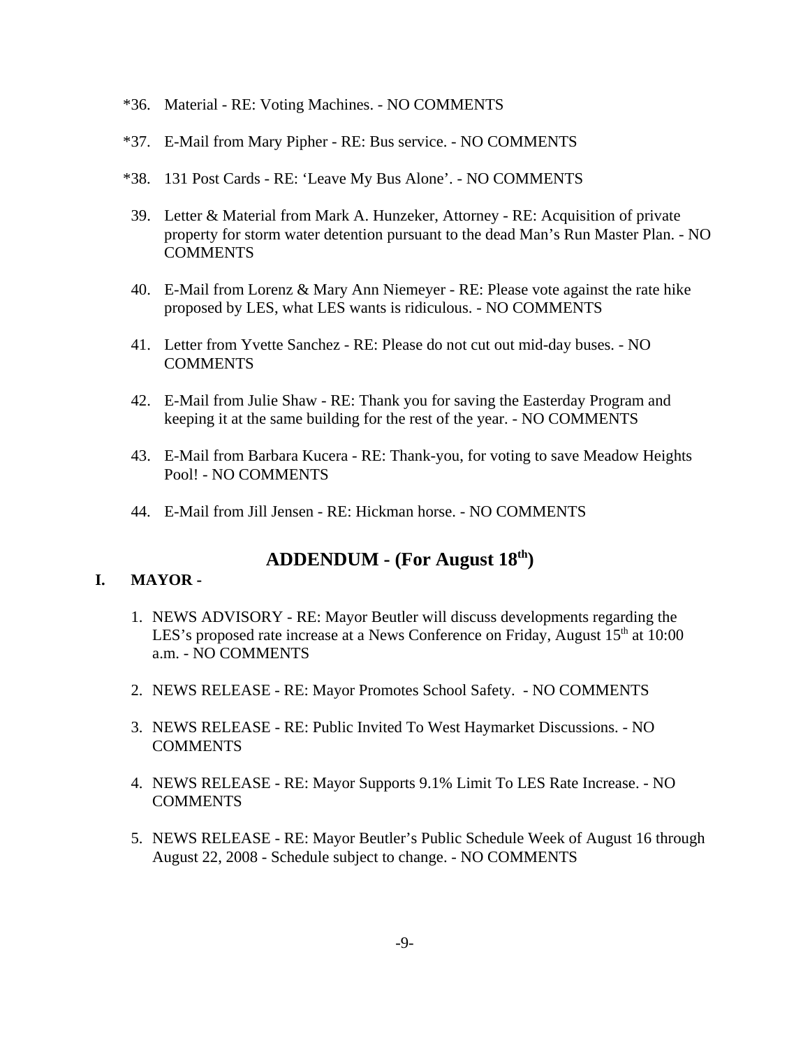*36. Material - RE: Voting Machines. - NO COMMENTS

*37. E-Mail from Mary Pipher - RE: Bus service. - NO COMMENTS

*38. 131 Post Cards - RE: 'Leave My Bus Alone'. - NO COMMENTS

39. Letter & Material from Mark A. Hunzeker, Attorney - RE: Acquisition of private property for storm water detention pursuant to the dead Man's Run Master Plan. - NO COMMENTS

40. E-Mail from Lorenz & Mary Ann Niemeyer - RE: Please vote against the rate hike proposed by LES, what LES wants is ridiculous. - NO COMMENTS

41. Letter from Yvette Sanchez - RE: Please do not cut out mid-day buses. - NO COMMENTS

42. E-Mail from Julie Shaw - RE: Thank you for saving the Easterday Program and keeping it at the same building for the rest of the year. - NO COMMENTS

43. E-Mail from Barbara Kucera - RE: Thank-you, for voting to save Meadow Heights Pool! - NO COMMENTS

44. E-Mail from Jill Jensen - RE: Hickman horse. - NO COMMENTS

## ADDENDUM - (For August 18th)

### I. MAYOR -

1. NEWS ADVISORY - RE: Mayor Beutler will discuss developments regarding the LES's proposed rate increase at a News Conference on Friday, August 15th at 10:00 a.m. - NO COMMENTS

2. NEWS RELEASE - RE: Mayor Promotes School Safety. - NO COMMENTS

3. NEWS RELEASE - RE: Public Invited To West Haymarket Discussions. - NO COMMENTS

4. NEWS RELEASE - RE: Mayor Supports 9.1% Limit To LES Rate Increase. - NO COMMENTS

5. NEWS RELEASE - RE: Mayor Beutler's Public Schedule Week of August 16 through August 22, 2008 - Schedule subject to change. - NO COMMENTS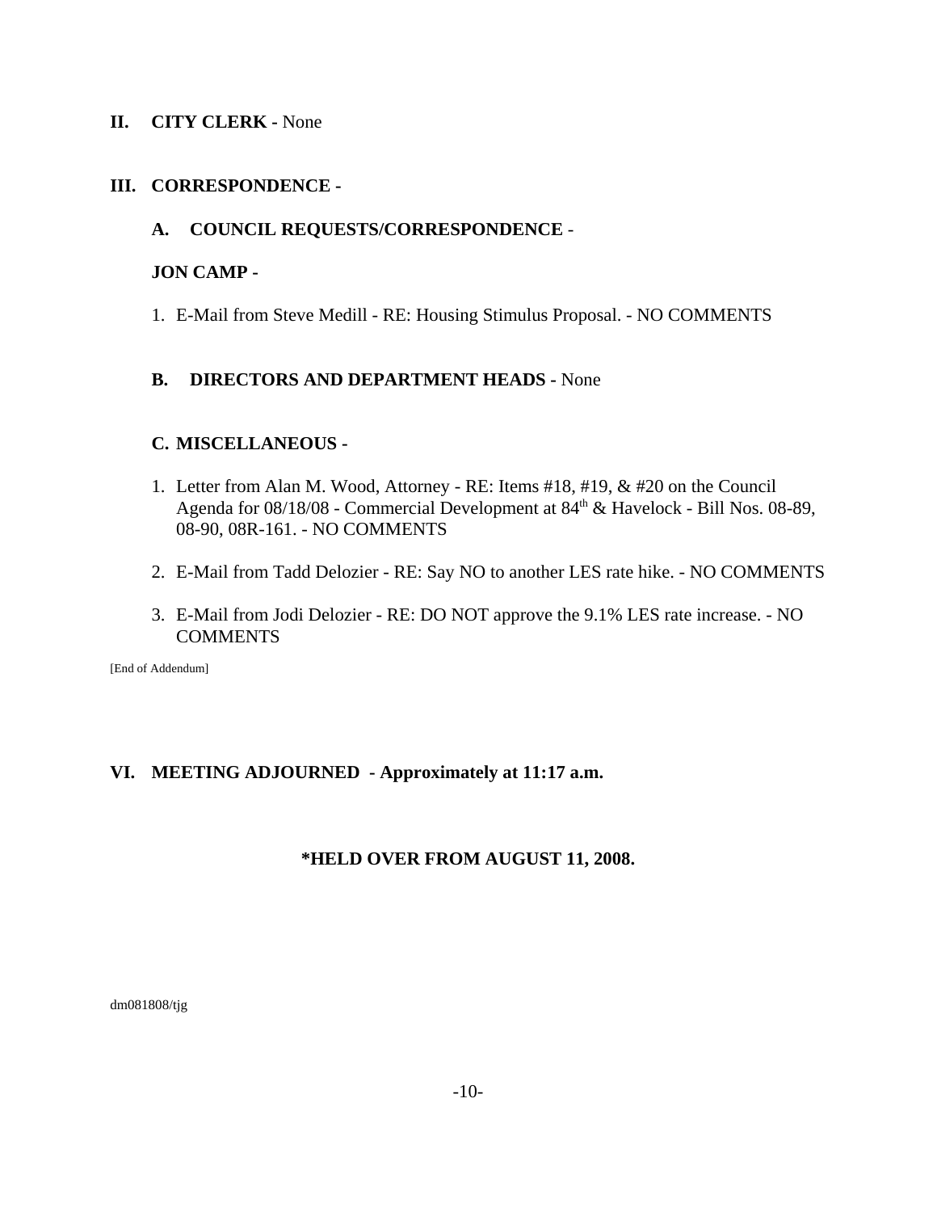**II. CITY CLERK -** None

**III. CORRESPONDENCE -**

**A. COUNCIL REQUESTS/CORRESPONDENCE** -

**JON CAMP -**

1. E-Mail from Steve Medill - RE: Housing Stimulus Proposal. - NO COMMENTS

**B. DIRECTORS AND DEPARTMENT HEADS -** None

**C. MISCELLANEOUS -**

1. Letter from Alan M. Wood, Attorney - RE: Items #18, #19, & #20 on the Council Agenda for 08/18/08 - Commercial Development at 84th & Havelock - Bill Nos. 08-89, 08-90, 08R-161. - NO COMMENTS
2. E-Mail from Tadd Delozier - RE: Say NO to another LES rate hike. - NO COMMENTS
3. E-Mail from Jodi Delozier - RE: DO NOT approve the 9.1% LES rate increase. - NO COMMENTS

[End of Addendum]

**VI. MEETING ADJOURNED - Approximately at 11:17 a.m.**

**\*HELD OVER FROM AUGUST 11, 2008.**

dm081808/tjg